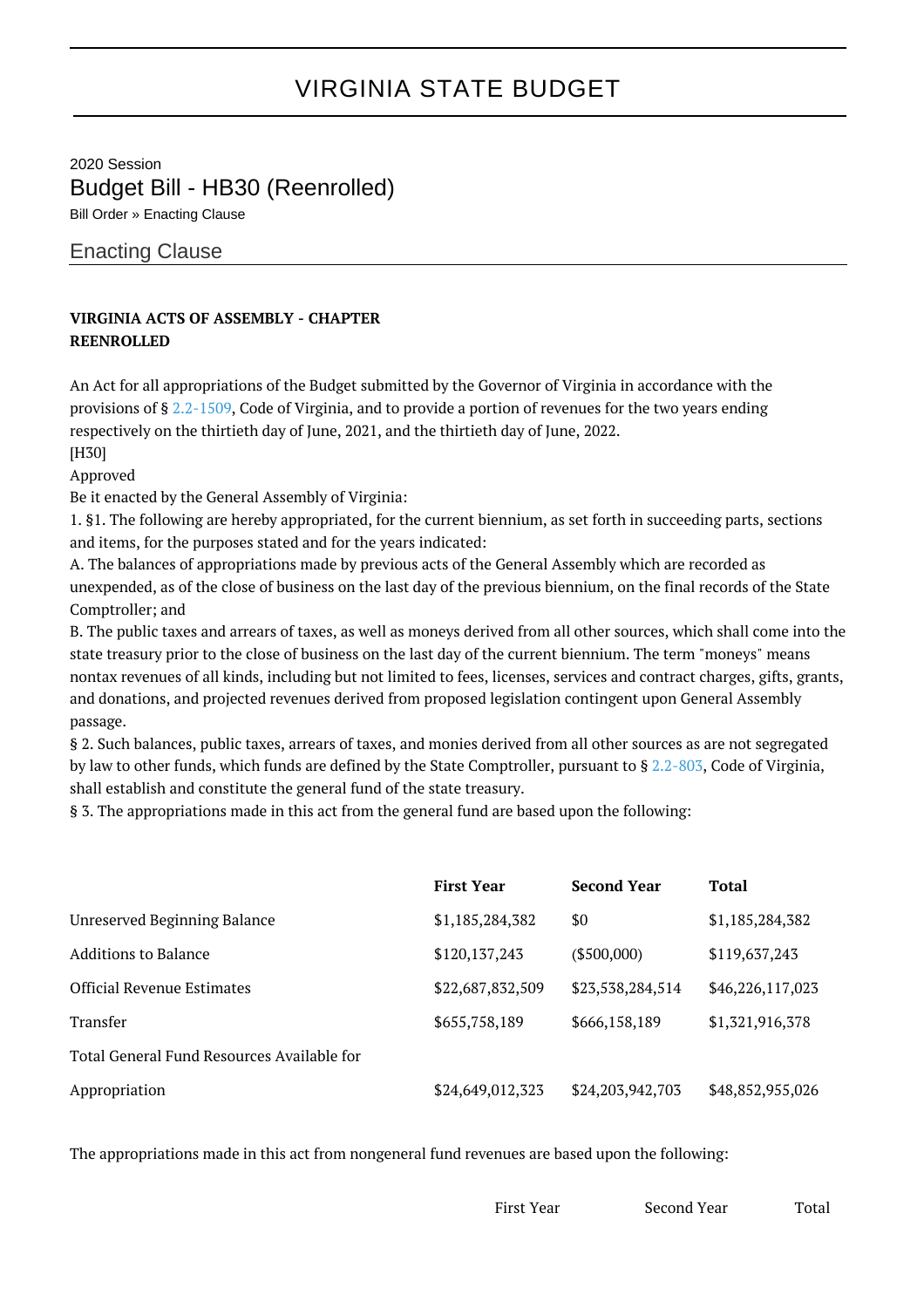# VIRGINIA STATE BUDGET

2020 Session

## Budget Bill - HB30 (Reenrolled)

Bill Order » Enacting Clause

### Enacting Clause

**VIRGINIA ACTS OF ASSEMBLY - CHAPTER**
**REENROLLED**

An Act for all appropriations of the Budget submitted by the Governor of Virginia in accordance with the provisions of § 2.2-1509, Code of Virginia, and to provide a portion of revenues for the two years ending respectively on the thirtieth day of June, 2021, and the thirtieth day of June, 2022.
[H30]
Approved
Be it enacted by the General Assembly of Virginia:
1. §1. The following are hereby appropriated, for the current biennium, as set forth in succeeding parts, sections and items, for the purposes stated and for the years indicated:
A. The balances of appropriations made by previous acts of the General Assembly which are recorded as unexpended, as of the close of business on the last day of the previous biennium, on the final records of the State Comptroller; and
B. The public taxes and arrears of taxes, as well as moneys derived from all other sources, which shall come into the state treasury prior to the close of business on the last day of the current biennium. The term "moneys" means nontax revenues of all kinds, including but not limited to fees, licenses, services and contract charges, gifts, grants, and donations, and projected revenues derived from proposed legislation contingent upon General Assembly passage.
§ 2. Such balances, public taxes, arrears of taxes, and monies derived from all other sources as are not segregated by law to other funds, which funds are defined by the State Comptroller, pursuant to § 2.2-803, Code of Virginia, shall establish and constitute the general fund of the state treasury.
§ 3. The appropriations made in this act from the general fund are based upon the following:

| | **First Year** | **Second Year** | **Total** |
|---|---|---|---|
| Unreserved Beginning Balance | $1,185,284,382 | $0 | $1,185,284,382 |
| Additions to Balance | $120,137,243 | ($500,000) | $119,637,243 |
| Official Revenue Estimates | $22,687,832,509 | $23,538,284,514 | $46,226,117,023 |
| Transfer | $655,758,189 | $666,158,189 | $1,321,916,378 |
| Total General Fund Resources Available for Appropriation | $24,649,012,323 | $24,203,942,703 | $48,852,955,026 |

The appropriations made in this act from nongeneral fund revenues are based upon the following:

| | First Year | Second Year | Total |
|---|---|---|---|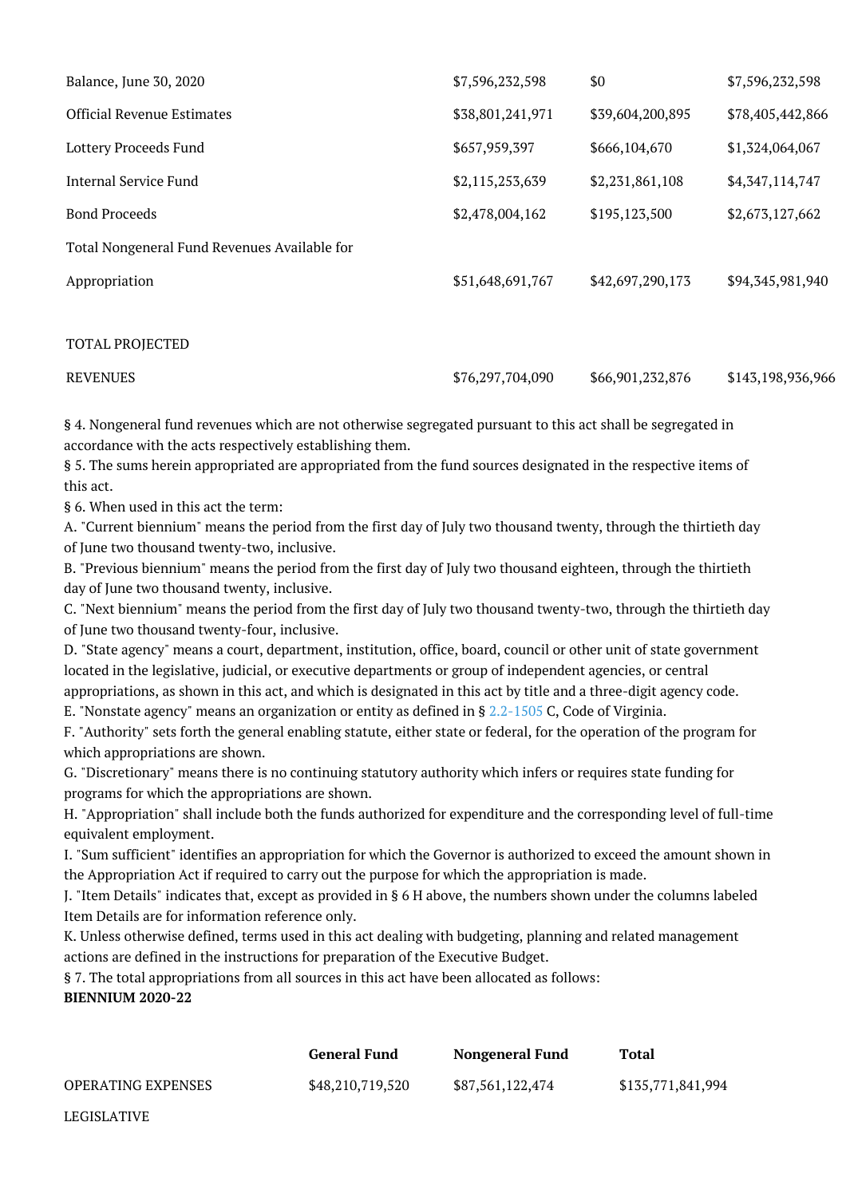| | | | |
|---|---|---|---|
| Balance, June 30, 2020 | $7,596,232,598 | $0 | $7,596,232,598 |
| Official Revenue Estimates | $38,801,241,971 | $39,604,200,895 | $78,405,442,866 |
| Lottery Proceeds Fund | $657,959,397 | $666,104,670 | $1,324,064,067 |
| Internal Service Fund | $2,115,253,639 | $2,231,861,108 | $4,347,114,747 |
| Bond Proceeds | $2,478,004,162 | $195,123,500 | $2,673,127,662 |
| Total Nongeneral Fund Revenues Available for Appropriation | $51,648,691,767 | $42,697,290,173 | $94,345,981,940 |
| TOTAL PROJECTED REVENUES | $76,297,704,090 | $66,901,232,876 | $143,198,936,966 |

§ 4. Nongeneral fund revenues which are not otherwise segregated pursuant to this act shall be segregated in accordance with the acts respectively establishing them.

§ 5. The sums herein appropriated are appropriated from the fund sources designated in the respective items of this act.

§ 6. When used in this act the term:

A. "Current biennium" means the period from the first day of July two thousand twenty, through the thirtieth day of June two thousand twenty-two, inclusive.

B. "Previous biennium" means the period from the first day of July two thousand eighteen, through the thirtieth day of June two thousand twenty, inclusive.

C. "Next biennium" means the period from the first day of July two thousand twenty-two, through the thirtieth day of June two thousand twenty-four, inclusive.

D. "State agency" means a court, department, institution, office, board, council or other unit of state government located in the legislative, judicial, or executive departments or group of independent agencies, or central appropriations, as shown in this act, and which is designated in this act by title and a three-digit agency code.

E. "Nonstate agency" means an organization or entity as defined in § 2.2-1505 C, Code of Virginia.

F. "Authority" sets forth the general enabling statute, either state or federal, for the operation of the program for which appropriations are shown.

G. "Discretionary" means there is no continuing statutory authority which infers or requires state funding for programs for which the appropriations are shown.

H. "Appropriation" shall include both the funds authorized for expenditure and the corresponding level of full-time equivalent employment.

I. "Sum sufficient" identifies an appropriation for which the Governor is authorized to exceed the amount shown in the Appropriation Act if required to carry out the purpose for which the appropriation is made.

J. "Item Details" indicates that, except as provided in § 6 H above, the numbers shown under the columns labeled Item Details are for information reference only.

K. Unless otherwise defined, terms used in this act dealing with budgeting, planning and related management actions are defined in the instructions for preparation of the Executive Budget.

§ 7. The total appropriations from all sources in this act have been allocated as follows:

**BIENNIUM 2020-22**

| | **General Fund** | **Nongeneral Fund** | **Total** |
|---|---|---|---|
| OPERATING EXPENSES | $48,210,719,520 | $87,561,122,474 | $135,771,841,994 |
| LEGISLATIVE | | | |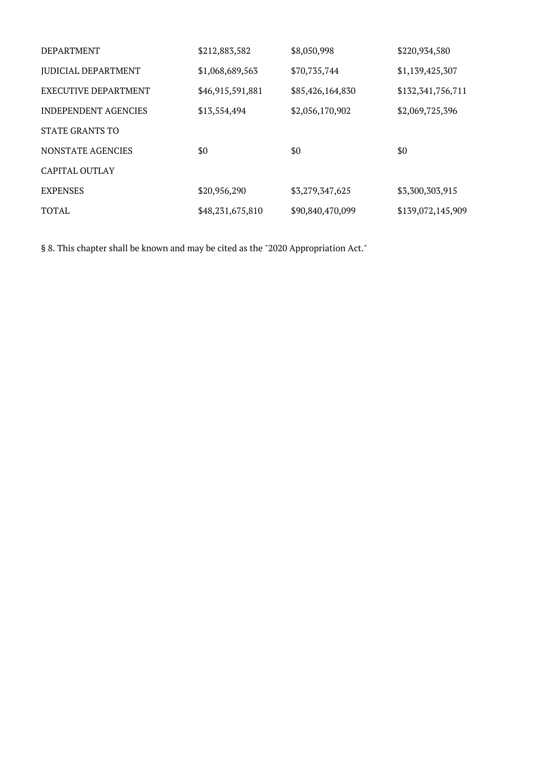| | | | |
|---|---|---|---|
| DEPARTMENT | $212,883,582 | $8,050,998 | $220,934,580 |
| JUDICIAL DEPARTMENT | $1,068,689,563 | $70,735,744 | $1,139,425,307 |
| EXECUTIVE DEPARTMENT | $46,915,591,881 | $85,426,164,830 | $132,341,756,711 |
| INDEPENDENT AGENCIES | $13,554,494 | $2,056,170,902 | $2,069,725,396 |
| STATE GRANTS TO NONSTATE AGENCIES | $0 | $0 | $0 |
| CAPITAL OUTLAY EXPENSES | $20,956,290 | $3,279,347,625 | $3,300,303,915 |
| TOTAL | $48,231,675,810 | $90,840,470,099 | $139,072,145,909 |

§ 8. This chapter shall be known and may be cited as the "2020 Appropriation Act."